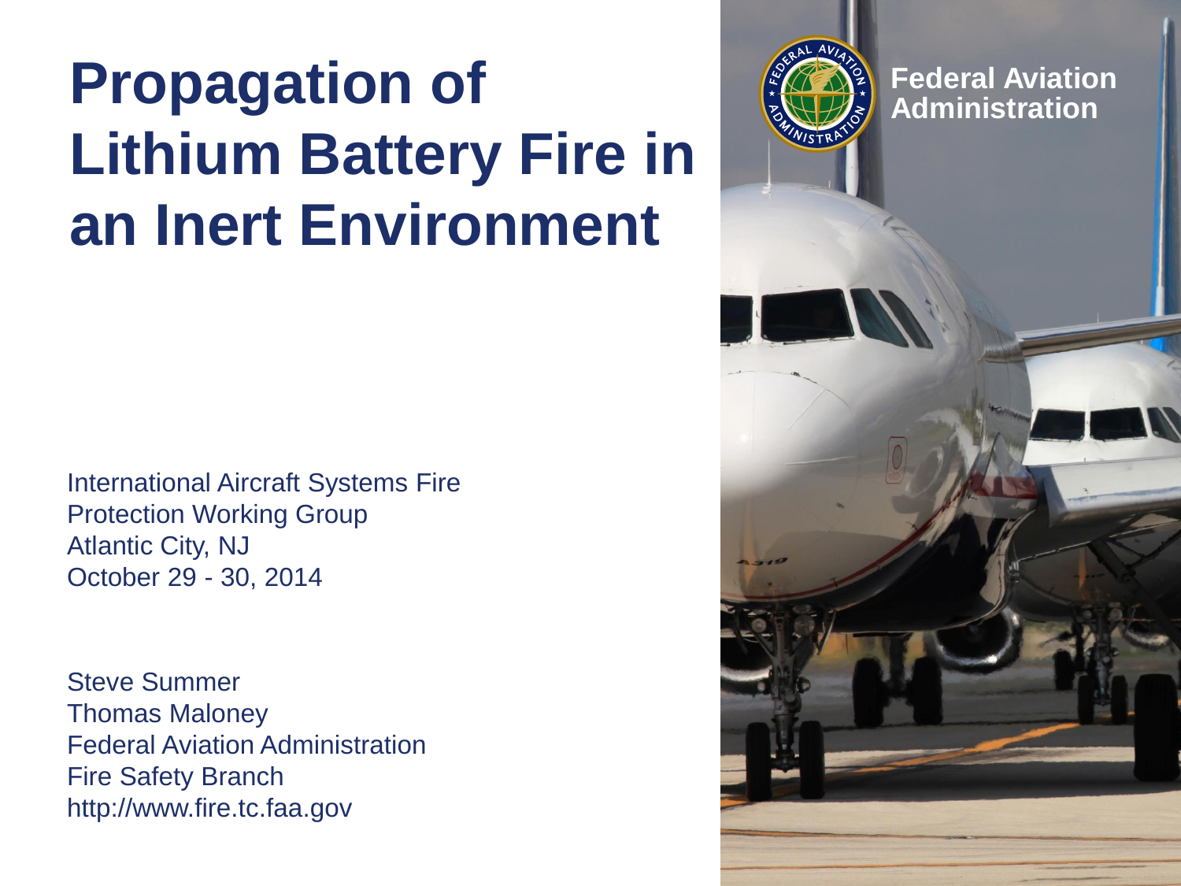# Propagation of Lithium Battery Fire in an Inert Environment

Federal Aviation Administration

International Aircraft Systems Fire Protection Working Group
Atlantic City, NJ
October 29 - 30, 2014

Steve Summer
Thomas Maloney
Federal Aviation Administration
Fire Safety Branch
http://www.fire.tc.faa.gov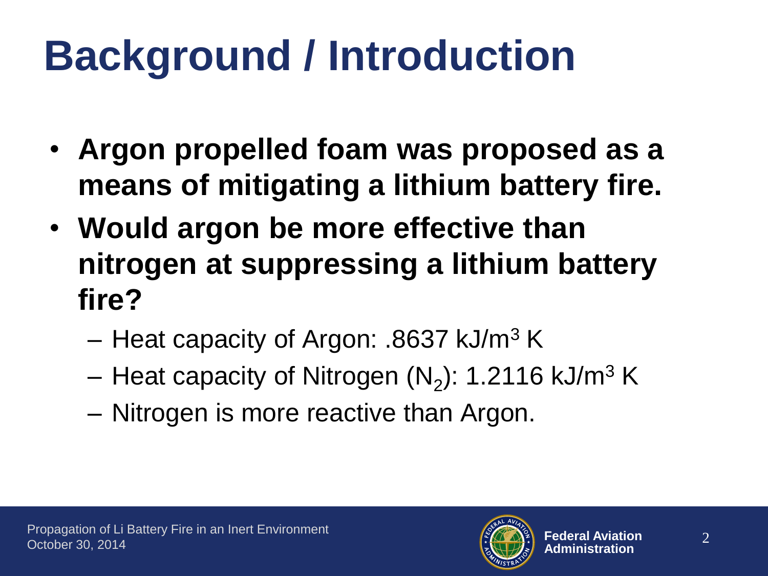# Background / Introduction

- **Argon propelled foam was proposed as a means of mitigating a lithium battery fire.**
- **Would argon be more effective than nitrogen at suppressing a lithium battery fire?**
  - Heat capacity of Argon: .8637 kJ/m$^3$ K
  - Heat capacity of Nitrogen ($N_2$): 1.2116 kJ/m$^3$ K
  - Nitrogen is more reactive than Argon.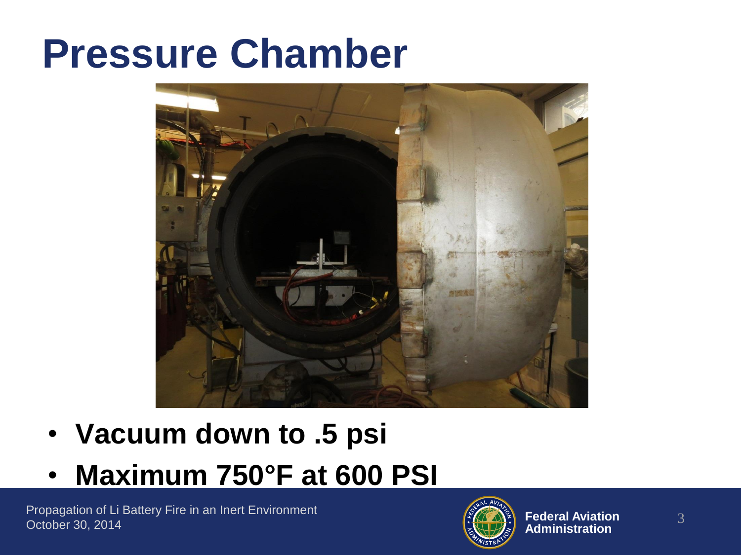# Pressure Chamber

- **Vacuum down to .5 psi**
- **Maximum 750°F at 600 PSI**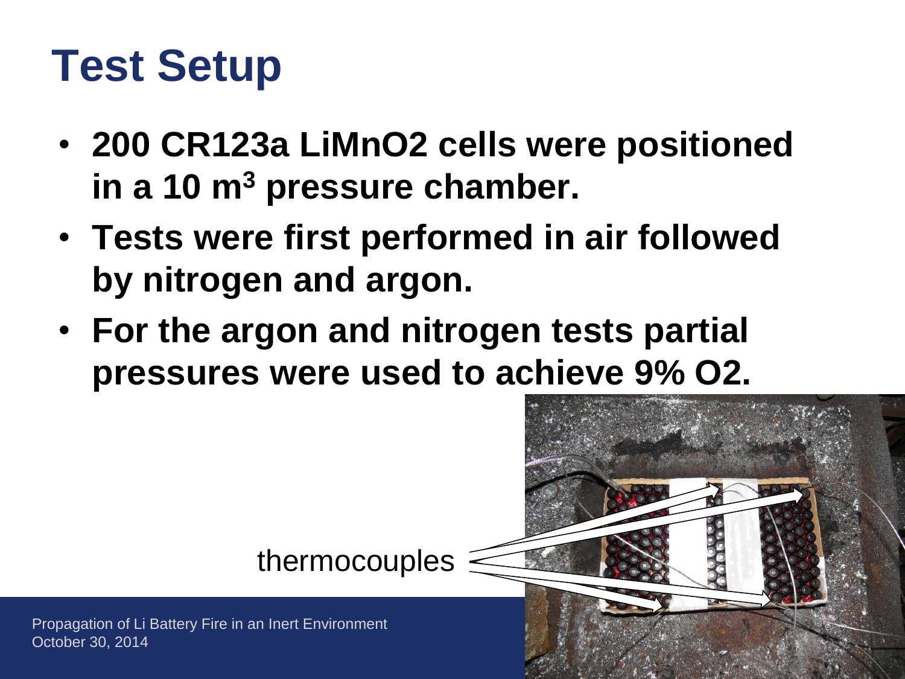# Test Setup

- **200 CR123a LiMnO2 cells were positioned in a 10 m$^3$ pressure chamber.**
- **Tests were first performed in air followed by nitrogen and argon.**
- **For the argon and nitrogen tests partial pressures were used to achieve 9% O2.**

thermocouples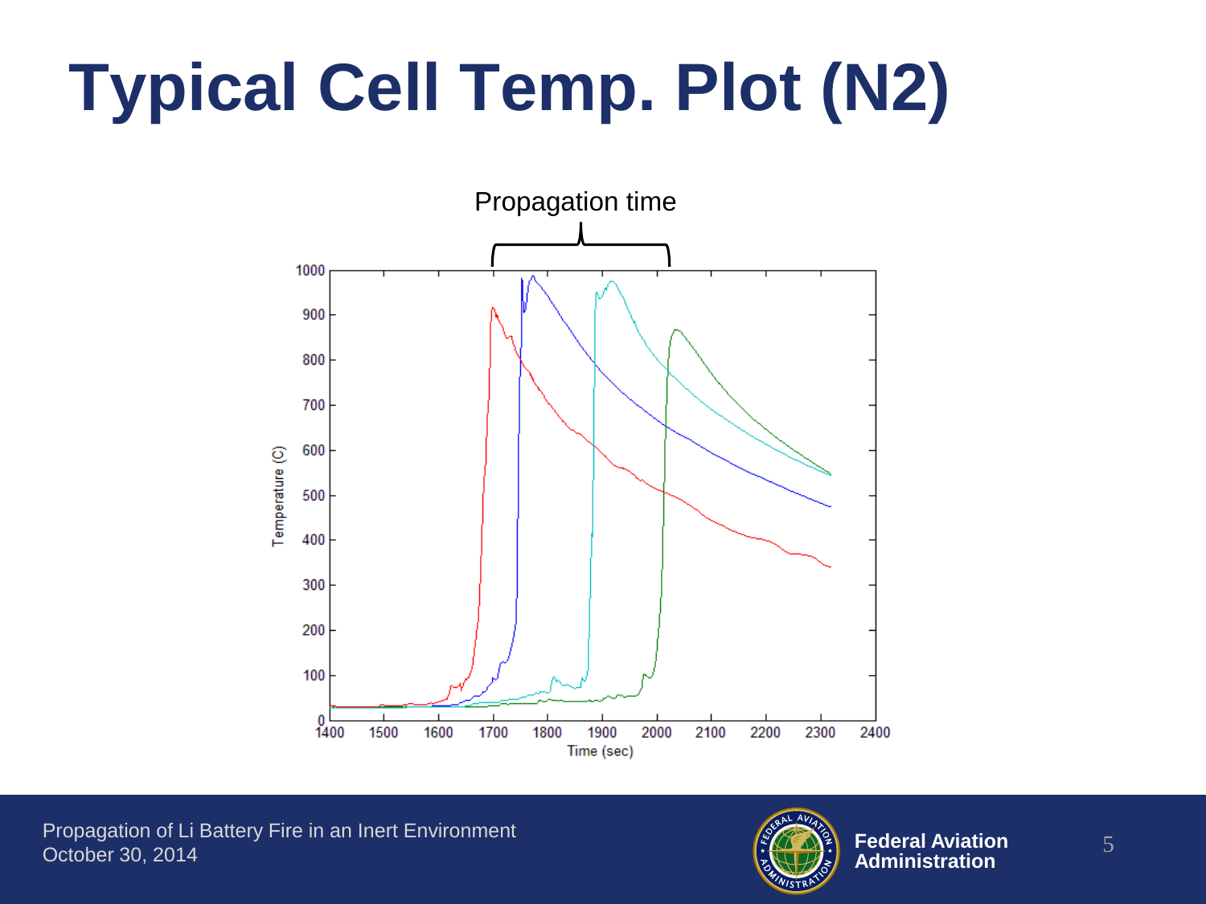# Typical Cell Temp. Plot (N2)

Propagation time

Temperature (C)

Time (sec)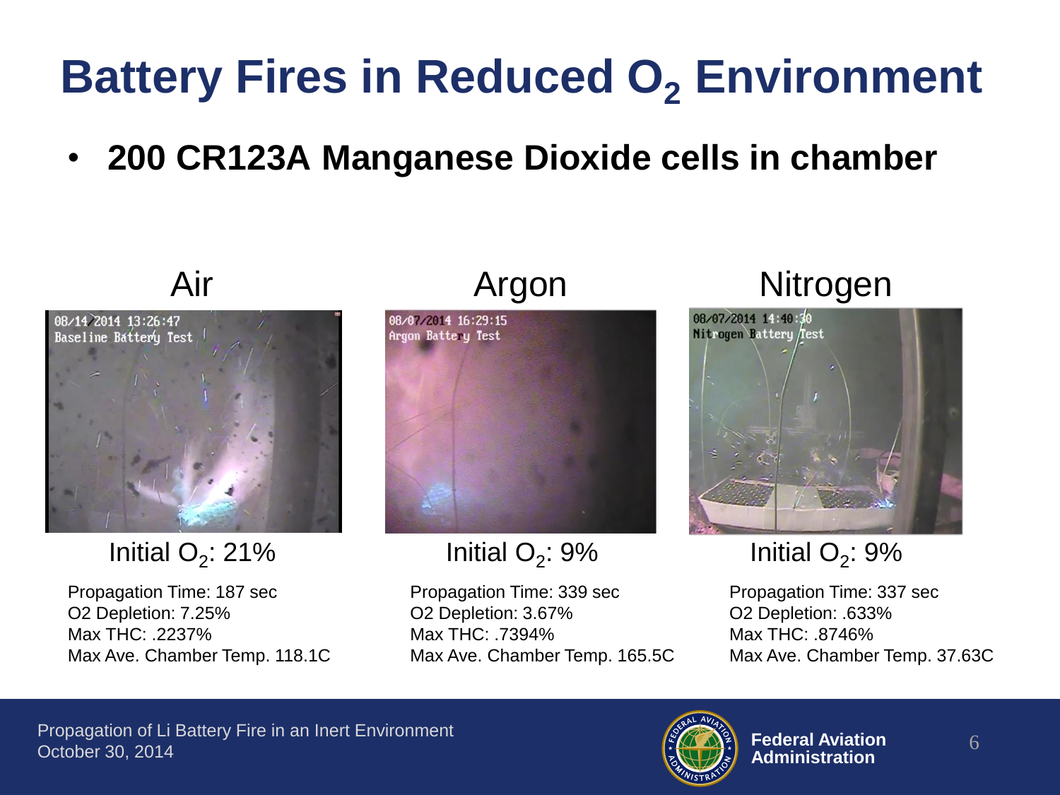# Battery Fires in Reduced $O_2$ Environment

- **200 CR123A Manganese Dioxide cells in chamber**

| Air | Argon | Nitrogen |
|---|---|---|
| Initial $O_2$: 21% | Initial $O_2$: 9% | Initial $O_2$: 9% |
| Propagation Time: 187 sec | Propagation Time: 339 sec | Propagation Time: 337 sec |
| O2 Depletion: 7.25% | O2 Depletion: 3.67% | O2 Depletion: .633% |
| Max THC: .2237% | Max THC: .7394% | Max THC: .8746% |
| Max Ave. Chamber Temp. 118.1C | Max Ave. Chamber Temp. 165.5C | Max Ave. Chamber Temp. 37.63C |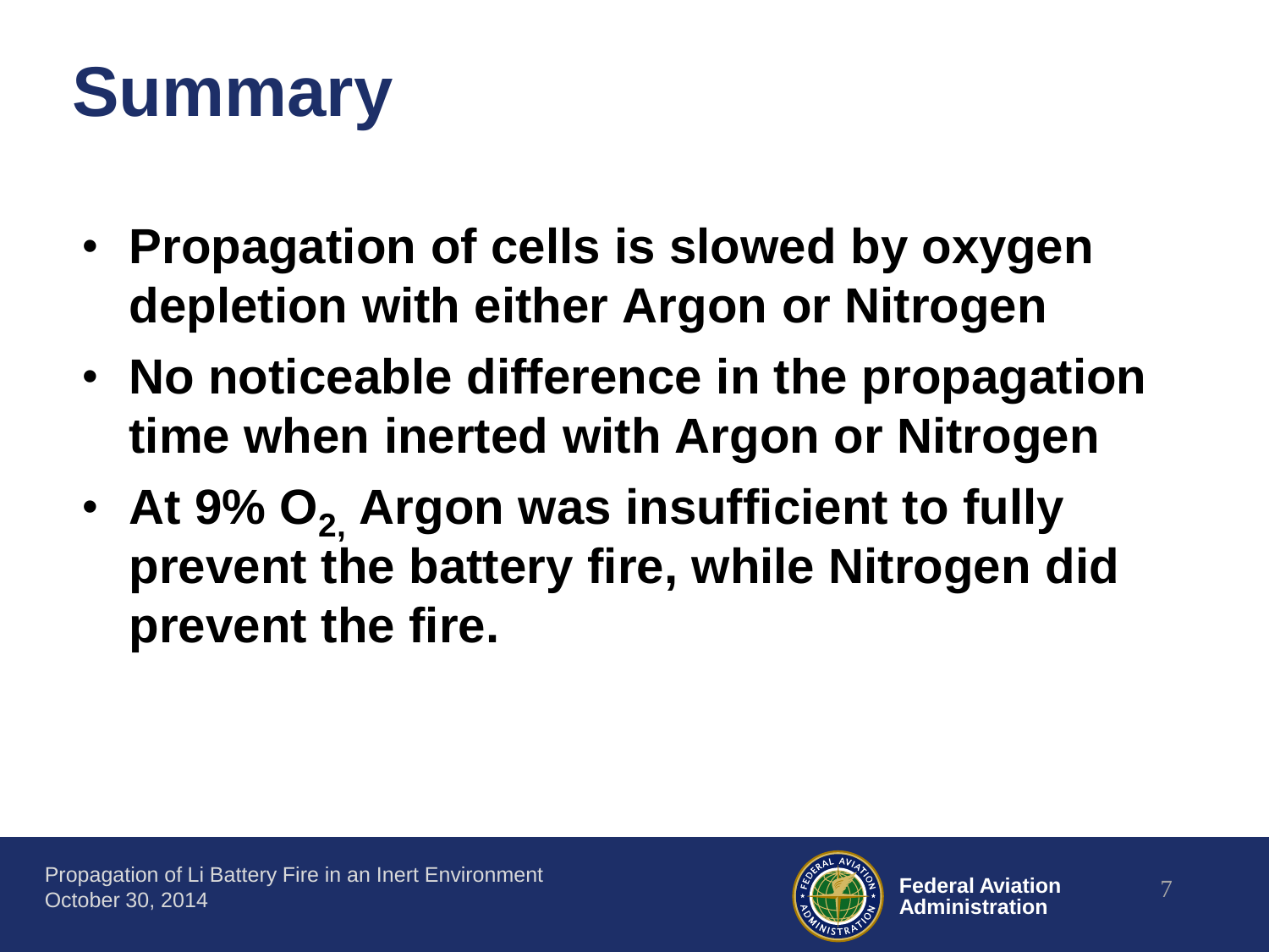# Summary

- **Propagation of cells is slowed by oxygen depletion with either Argon or Nitrogen**
- **No noticeable difference in the propagation time when inerted with Argon or Nitrogen**
- **At 9% $O_2$, Argon was insufficient to fully prevent the battery fire, while Nitrogen did prevent the fire.**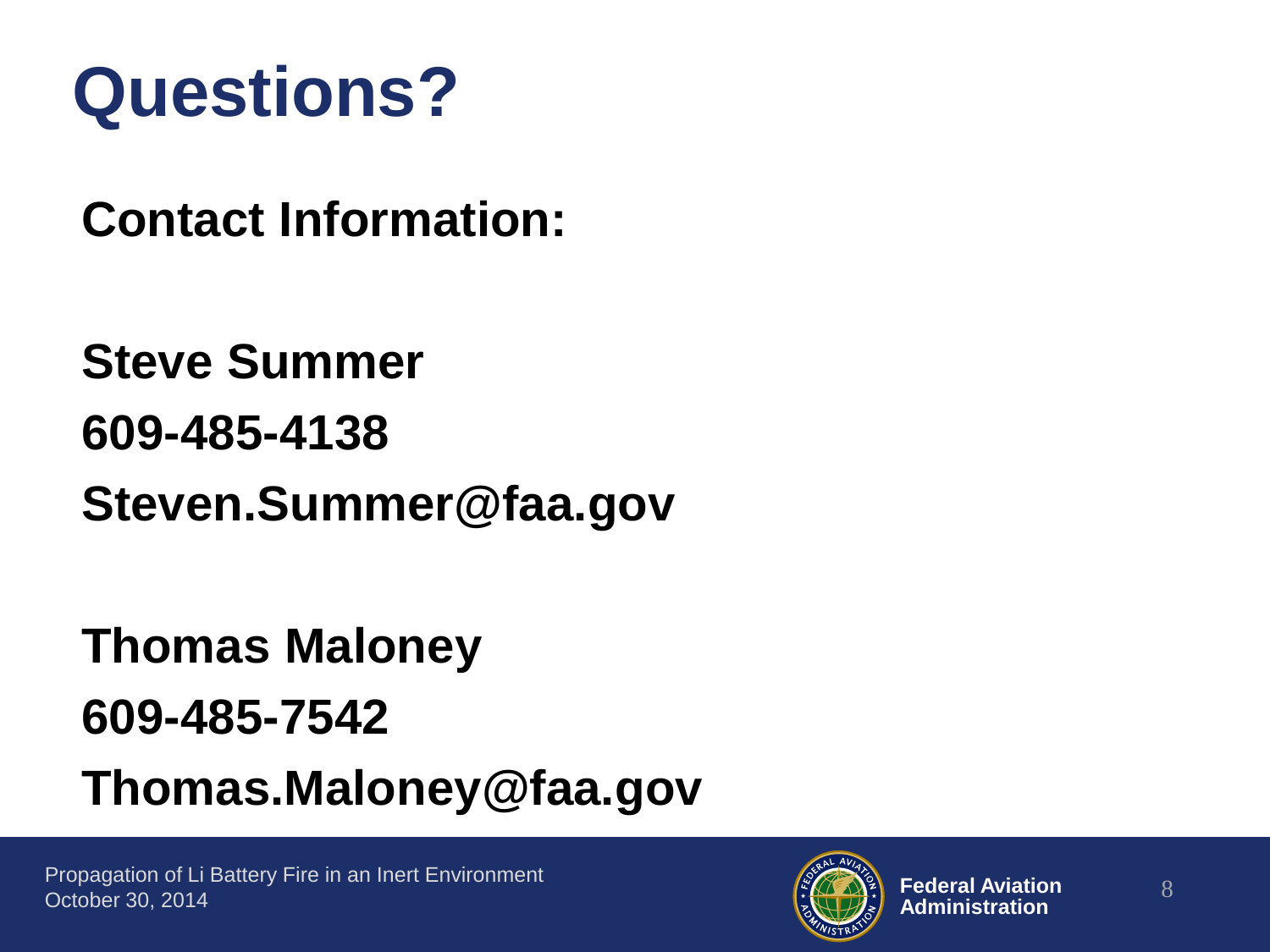# Questions?

**Contact Information:**

**Steve Summer**

**609-485-4138**

**Steven.Summer@faa.gov**

**Thomas Maloney**

**609-485-7542**

**Thomas.Maloney@faa.gov**